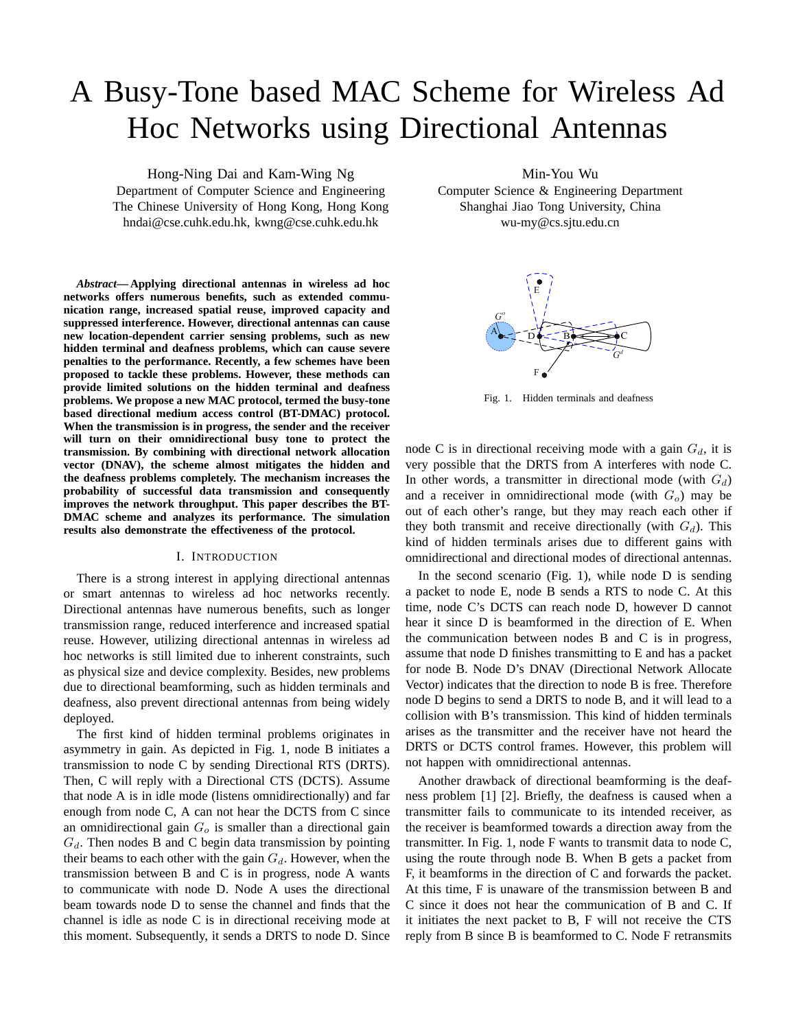# A Busy-Tone based MAC Scheme for Wireless Ad Hoc Networks using Directional Antennas

Hong-Ning Dai and Kam-Wing Ng
Department of Computer Science and Engineering
The Chinese University of Hong Kong, Hong Kong
hndai@cse.cuhk.edu.hk, kwng@cse.cuhk.edu.hk

Min-You Wu
Computer Science & Engineering Department
Shanghai Jiao Tong University, China
wu-my@cs.sjtu.edu.cn

***Abstract*— Applying directional antennas in wireless ad hoc networks offers numerous benefits, such as extended communication range, increased spatial reuse, improved capacity and suppressed interference. However, directional antennas can cause new location-dependent carrier sensing problems, such as new hidden terminal and deafness problems, which can cause severe penalties to the performance. Recently, a few schemes have been proposed to tackle these problems. However, these methods can provide limited solutions on the hidden terminal and deafness problems. We propose a new MAC protocol, termed the busy-tone based directional medium access control (BT-DMAC) protocol. When the transmission is in progress, the sender and the receiver will turn on their omnidirectional busy tone to protect the transmission. By combining with directional network allocation vector (DNAV), the scheme almost mitigates the hidden and the deafness problems completely. The mechanism increases the probability of successful data transmission and consequently improves the network throughput. This paper describes the BT-DMAC scheme and analyzes its performance. The simulation results also demonstrate the effectiveness of the protocol.**

## I. Introduction

There is a strong interest in applying directional antennas or smart antennas to wireless ad hoc networks recently. Directional antennas have numerous benefits, such as longer transmission range, reduced interference and increased spatial reuse. However, utilizing directional antennas in wireless ad hoc networks is still limited due to inherent constraints, such as physical size and device complexity. Besides, new problems due to directional beamforming, such as hidden terminals and deafness, also prevent directional antennas from being widely deployed.

The first kind of hidden terminal problems originates in asymmetry in gain. As depicted in Fig. 1, node B initiates a transmission to node C by sending Directional RTS (DRTS). Then, C will reply with a Directional CTS (DCTS). Assume that node A is in idle mode (listens omnidirectionally) and far enough from node C, A can not hear the DCTS from C since an omnidirectional gain $G_o$ is smaller than a directional gain $G_d$. Then nodes B and C begin data transmission by pointing their beams to each other with the gain $G_d$. However, when the transmission between B and C is in progress, node A wants to communicate with node D. Node A uses the directional beam towards node D to sense the channel and finds that the channel is idle as node C is in directional receiving mode at this moment. Subsequently, it sends a DRTS to node D. Since node C is in directional receiving mode with a gain $G_d$, it is very possible that the DRTS from A interferes with node C. In other words, a transmitter in directional mode (with $G_d$) and a receiver in omnidirectional mode (with $G_o$) may be out of each other's range, but they may reach each other if they both transmit and receive directionally (with $G_d$). This kind of hidden terminals arises due to different gains with omnidirectional and directional modes of directional antennas.

Fig. 1. Hidden terminals and deafness

In the second scenario (Fig. 1), while node D is sending a packet to node E, node B sends a RTS to node C. At this time, node C's DCTS can reach node D, however D cannot hear it since D is beamformed in the direction of E. When the communication between nodes B and C is in progress, assume that node D finishes transmitting to E and has a packet for node B. Node D's DNAV (Directional Network Allocate Vector) indicates that the direction to node B is free. Therefore node D begins to send a DRTS to node B, and it will lead to a collision with B's transmission. This kind of hidden terminals arises as the transmitter and the receiver have not heard the DRTS or DCTS control frames. However, this problem will not happen with omnidirectional antennas.

Another drawback of directional beamforming is the deafness problem [1] [2]. Briefly, the deafness is caused when a transmitter fails to communicate to its intended receiver, as the receiver is beamformed towards a direction away from the transmitter. In Fig. 1, node F wants to transmit data to node C, using the route through node B. When B gets a packet from F, it beamforms in the direction of C and forwards the packet. At this time, F is unaware of the transmission between B and C since it does not hear the communication of B and C. If it initiates the next packet to B, F will not receive the CTS reply from B since B is beamformed to C. Node F retransmits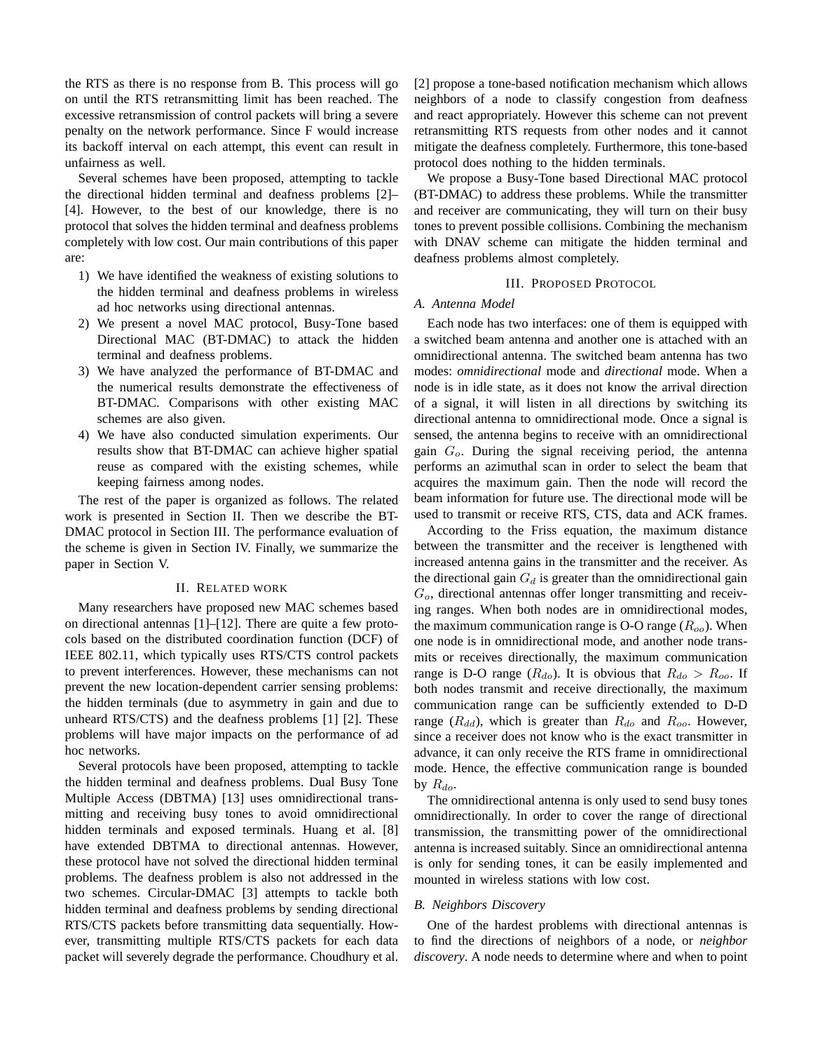the RTS as there is no response from B. This process will go on until the RTS retransmitting limit has been reached. The excessive retransmission of control packets will bring a severe penalty on the network performance. Since F would increase its backoff interval on each attempt, this event can result in unfairness as well.

Several schemes have been proposed, attempting to tackle the directional hidden terminal and deafness problems [2]–[4]. However, to the best of our knowledge, there is no protocol that solves the hidden terminal and deafness problems completely with low cost. Our main contributions of this paper are:

1) We have identified the weakness of existing solutions to the hidden terminal and deafness problems in wireless ad hoc networks using directional antennas.
2) We present a novel MAC protocol, Busy-Tone based Directional MAC (BT-DMAC) to attack the hidden terminal and deafness problems.
3) We have analyzed the performance of BT-DMAC and the numerical results demonstrate the effectiveness of BT-DMAC. Comparisons with other existing MAC schemes are also given.
4) We have also conducted simulation experiments. Our results show that BT-DMAC can achieve higher spatial reuse as compared with the existing schemes, while keeping fairness among nodes.

The rest of the paper is organized as follows. The related work is presented in Section II. Then we describe the BT-DMAC protocol in Section III. The performance evaluation of the scheme is given in Section IV. Finally, we summarize the paper in Section V.

## II. Related work

Many researchers have proposed new MAC schemes based on directional antennas [1]–[12]. There are quite a few protocols based on the distributed coordination function (DCF) of IEEE 802.11, which typically uses RTS/CTS control packets to prevent interferences. However, these mechanisms can not prevent the new location-dependent carrier sensing problems: the hidden terminals (due to asymmetry in gain and due to unheard RTS/CTS) and the deafness problems [1] [2]. These problems will have major impacts on the performance of ad hoc networks.

Several protocols have been proposed, attempting to tackle the hidden terminal and deafness problems. Dual Busy Tone Multiple Access (DBTMA) [13] uses omnidirectional transmitting and receiving busy tones to avoid omnidirectional hidden terminals and exposed terminals. Huang et al. [8] have extended DBTMA to directional antennas. However, these protocol have not solved the directional hidden terminal problems. The deafness problem is also not addressed in the two schemes. Circular-DMAC [3] attempts to tackle both hidden terminal and deafness problems by sending directional RTS/CTS packets before transmitting data sequentially. However, transmitting multiple RTS/CTS packets for each data packet will severely degrade the performance. Choudhury et al. [2] propose a tone-based notification mechanism which allows neighbors of a node to classify congestion from deafness and react appropriately. However this scheme can not prevent retransmitting RTS requests from other nodes and it cannot mitigate the deafness completely. Furthermore, this tone-based protocol does nothing to the hidden terminals.

We propose a Busy-Tone based Directional MAC protocol (BT-DMAC) to address these problems. While the transmitter and receiver are communicating, they will turn on their busy tones to prevent possible collisions. Combining the mechanism with DNAV scheme can mitigate the hidden terminal and deafness problems almost completely.

## III. Proposed Protocol

### A. Antenna Model

Each node has two interfaces: one of them is equipped with a switched beam antenna and another one is attached with an omnidirectional antenna. The switched beam antenna has two modes: *omnidirectional* mode and *directional* mode. When a node is in idle state, as it does not know the arrival direction of a signal, it will listen in all directions by switching its directional antenna to omnidirectional mode. Once a signal is sensed, the antenna begins to receive with an omnidirectional gain $G_o$. During the signal receiving period, the antenna performs an azimuthal scan in order to select the beam that acquires the maximum gain. Then the node will record the beam information for future use. The directional mode will be used to transmit or receive RTS, CTS, data and ACK frames.

According to the Friss equation, the maximum distance between the transmitter and the receiver is lengthened with increased antenna gains in the transmitter and the receiver. As the directional gain $G_d$ is greater than the omnidirectional gain $G_o$, directional antennas offer longer transmitting and receiving ranges. When both nodes are in omnidirectional modes, the maximum communication range is O-O range ($R_{oo}$). When one node is in omnidirectional mode, and another node transmits or receives directionally, the maximum communication range is D-O range ($R_{do}$). It is obvious that $R_{do} > R_{oo}$. If both nodes transmit and receive directionally, the maximum communication range can be sufficiently extended to D-D range ($R_{dd}$), which is greater than $R_{do}$ and $R_{oo}$. However, since a receiver does not know who is the exact transmitter in advance, it can only receive the RTS frame in omnidirectional mode. Hence, the effective communication range is bounded by $R_{do}$.

The omnidirectional antenna is only used to send busy tones omnidirectionally. In order to cover the range of directional transmission, the transmitting power of the omnidirectional antenna is increased suitably. Since an omnidirectional antenna is only for sending tones, it can be easily implemented and mounted in wireless stations with low cost.

### B. Neighbors Discovery

One of the hardest problems with directional antennas is to find the directions of neighbors of a node, or *neighbor discovery*. A node needs to determine where and when to point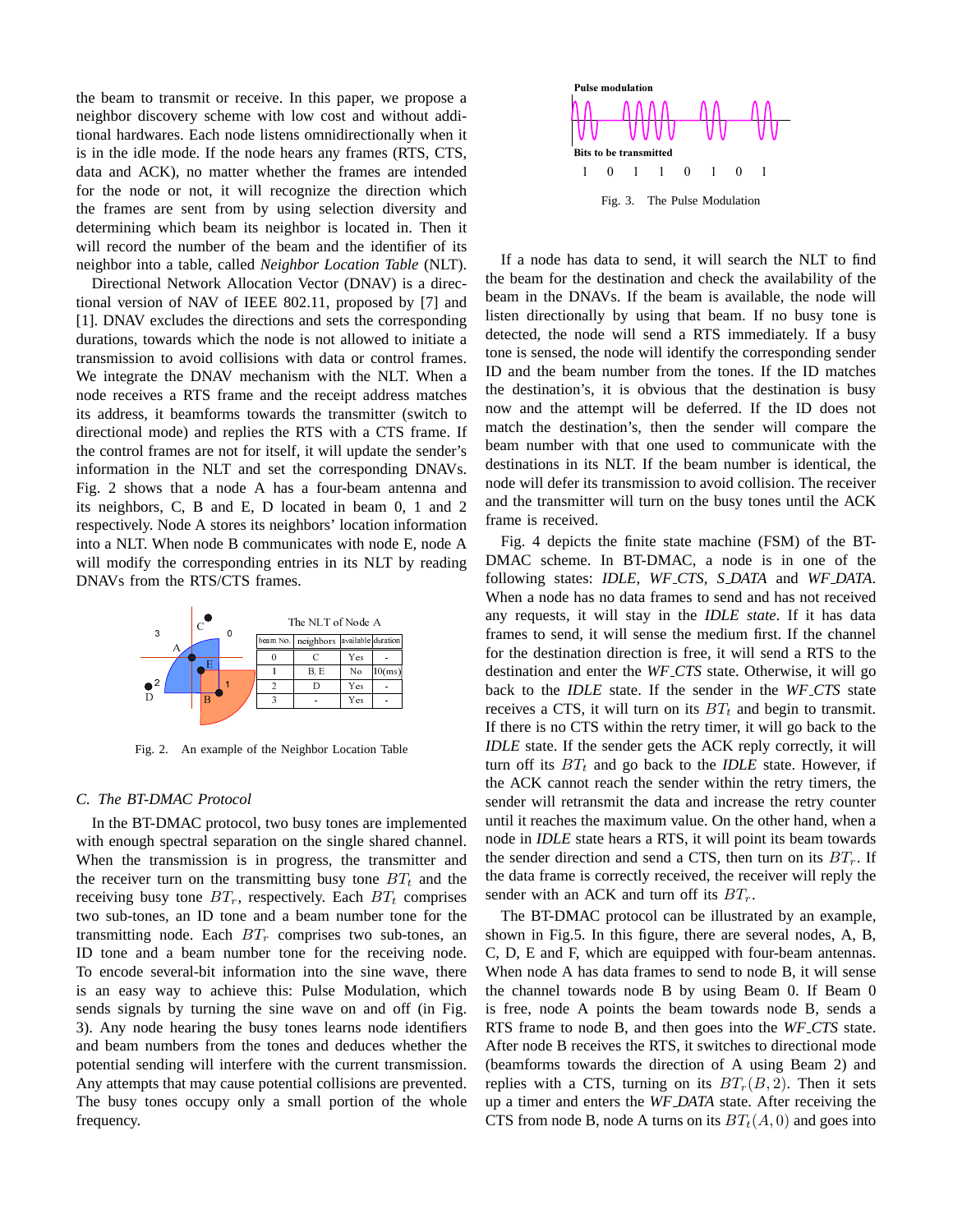the beam to transmit or receive. In this paper, we propose a neighbor discovery scheme with low cost and without additional hardwares. Each node listens omnidirectionally when it is in the idle mode. If the node hears any frames (RTS, CTS, data and ACK), no matter whether the frames are intended for the node or not, it will recognize the direction which the frames are sent from by using selection diversity and determining which beam its neighbor is located in. Then it will record the number of the beam and the identifier of its neighbor into a table, called *Neighbor Location Table* (NLT).

Directional Network Allocation Vector (DNAV) is a directional version of NAV of IEEE 802.11, proposed by [7] and [1]. DNAV excludes the directions and sets the corresponding durations, towards which the node is not allowed to initiate a transmission to avoid collisions with data or control frames. We integrate the DNAV mechanism with the NLT. When a node receives a RTS frame and the receipt address matches its address, it beamforms towards the transmitter (switch to directional mode) and replies the RTS with a CTS frame. If the control frames are not for itself, it will update the sender's information in the NLT and set the corresponding DNAVs. Fig. 2 shows that a node A has a four-beam antenna and its neighbors, C, B and D located in beam 0, 1 and 2 respectively. Node A stores its neighbors' location information into a NLT. When node B communicates with node E, node A will modify the corresponding entries in its NLT by reading DNAVs from the RTS/CTS frames.

The NLT of Node A

| beam No. | neighbors | available | duration |
|---|---|---|---|
| 0 | C | Yes | - |
| 1 | B, E | No | 10(ms) |
| 2 | D | Yes | - |
| 3 | - | Yes | - |

Fig. 2. An example of the Neighbor Location Table

### C. The BT-DMAC Protocol

In the BT-DMAC protocol, two busy tones are implemented with enough spectral separation on the single shared channel. When the transmission is in progress, the transmitter and the receiver turn on the transmitting busy tone $BT_t$ and the receiving busy tone $BT_r$, respectively. Each $BT_t$ comprises two sub-tones, an ID tone and a beam number tone for the transmitting node. Each $BT_r$ comprises two sub-tones, an ID tone and a beam number tone for the receiving node. To encode several-bit information into the sine wave, there is an easy way to achieve this: Pulse Modulation, which sends signals by turning the sine wave on and off (in Fig. 3). Any node hearing the busy tones learns node identifiers and beam numbers from the tones and deduces whether the potential sending will interfere with the current transmission. Any attempts that may cause potential collisions are prevented. The busy tones occupy only a small portion of the whole frequency.

Pulse modulation

Bits to be transmitted

1 0 1 1 0 1 0 1

Fig. 3. The Pulse Modulation

If a node has data to send, it will search the NLT to find the beam for the destination and check the availability of the beam in the DNAVs. If the beam is available, the node will listen directionally by using that beam. If no busy tone is detected, the node will send a RTS immediately. If a busy tone is sensed, the node will identify the corresponding sender ID and the beam number from the tones. If the ID matches the destination's, it is obvious that the destination is busy now and the attempt will be deferred. If the ID does not match the destination's, then the sender will compare the beam number with that one used to communicate with the destinations in its NLT. If the beam number is identical, the node will defer its transmission to avoid collision. The receiver and the transmitter will turn on the busy tones until the ACK frame is received.

Fig. 4 depicts the finite state machine (FSM) of the BT-DMAC scheme. In BT-DMAC, a node is in one of the following states: *IDLE*, *WF_CTS*, *S_DATA* and *WF_DATA*. When a node has no data frames to send and has not received any requests, it will stay in the *IDLE state*. If it has data frames to send, it will sense the medium first. If the channel for the destination direction is free, it will send a RTS to the destination and enter the *WF_CTS* state. Otherwise, it will go back to the *IDLE* state. If the sender in the *WF_CTS* state receives a CTS, it will turn on its $BT_t$ and begin to transmit. If there is no CTS within the retry timer, it will go back to the *IDLE* state. If the sender gets the ACK reply correctly, it will turn off its $BT_t$ and go back to the *IDLE* state. However, if the ACK cannot reach the sender within the retry timers, the sender will retransmit the data and increase the retry counter until it reaches the maximum value. On the other hand, when a node in *IDLE* state hears a RTS, it will point its beam towards the sender direction and send a CTS, then turn on its $BT_r$. If the data frame is correctly received, the receiver will reply the sender with an ACK and turn off its $BT_r$.

The BT-DMAC protocol can be illustrated by an example, shown in Fig.5. In this figure, there are several nodes, A, B, C, D, E and F, which are equipped with four-beam antennas. When node A has data frames to send to node B, it will sense the channel towards node B by using Beam 0. If Beam 0 is free, node A points the beam towards node B, sends a RTS frame to node B, and then goes into the *WF_CTS* state. After node B receives the RTS, it switches to directional mode (beamforms towards the direction of A using Beam 2) and replies with a CTS, turning on its $BT_r(B, 2)$. Then it sets up a timer and enters the *WF_DATA* state. After receiving the CTS from node B, node A turns on its $BT_t(A, 0)$ and goes into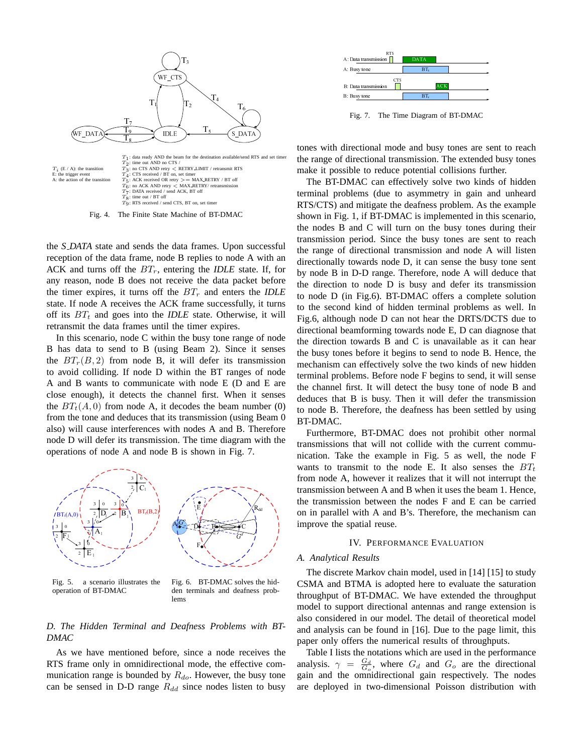$T_1$: data ready AND the beam for the destination available/send RTS and set timer
$T_2$: time out AND no CTS /
$T_3$: no CTS AND retry < RETRY_LIMIT / retransmit RTS
$T_4$: CTS received / BT on, set timer
$T_5$: ACK received OR retry >= MAX_RETRY / BT off
$T_6$: no ACK AND retry < MAX_RETRY/ retransmission
$T_7$: DATA received / send ACK, BT off
$T_8$: time out / BT off
$T_9$: RTS received / send CTS, BT on, set timer

$T_i$ (E / A): the transition
E: the trigger event
A: the action of the transition

Fig. 4. The Finite State Machine of BT-DMAC

the *S_DATA* state and sends the data frames. Upon successful reception of the data frames, node B replies to node A with an ACK and turns off the $BT_r$, entering the *IDLE* state. If, for any reason, node B does not receive the data packet before the timer expires, it turns off the $BT_r$ and enters the *IDLE* state. If node A receives the ACK frame successfully, it turns off its $BT_t$ and goes into the *IDLE* state. Otherwise, it will retransmit the data frames until the timer expires.

In this scenario, node C within the busy tone range of node B has data to send to B (using Beam 2). Since it senses the $BT_r(B, 2)$ from node B, it will defer its transmission to avoid colliding. If node D within the BT ranges of node A and B wants to communicate with node E (D and E are close enough), it detects the channel first. When it senses the $BT_t(A, 0)$ from node A, it decodes the beam number (0) from the tone and deduces that its transmission (using Beam 0 also) will cause interferences with nodes A and B. Therefore node D will defer its transmission. The time diagram with the operations of node A and node B is shown in Fig. 7.

Fig. 5. a scenario illustrates the operation of BT-DMAC

Fig. 6. BT-DMAC solves the hidden terminals and deafness problems

### D. The Hidden Terminal and Deafness Problems with BT-DMAC

As we have mentioned before, since a node receives the RTS frame only in omnidirectional mode, the effective communication range is bounded by $R_{do}$. However, the busy tone can be sensed in D-D range $R_{dd}$ since nodes listen to busy tones with directional mode and busy tones are sent to reach the range of directional transmission. The extended busy tones make it possible to reduce potential collisions further.

Fig. 7. The Time Diagram of BT-DMAC

The BT-DMAC can effectively solve two kinds of hidden terminal problems (due to asymmetry in gain and unheard RTS/CTS) and mitigate the deafness problem. As the example shown in Fig. 1, if BT-DMAC is implemented in this scenario, the nodes B and C will turn on the busy tones during their transmission period. Since the busy tones are sent to reach the range of directional transmission and node A will listen directionally towards node D, it can sense the busy tone sent by node B in D-D range. Therefore, node A will deduce that the direction to node D is busy and defer its transmission to node D (in Fig.6). BT-DMAC offers a complete solution to the second kind of hidden terminal problems as well. In Fig.6, although node D can not hear the DRTS/DCTS due to directional beamforming towards node E, D can diagnose that the direction towards B and C is unavailable as it can hear the busy tones before it begins to send to node B. Hence, the mechanism can effectively solve the two kinds of new hidden terminal problems. Before node F begins to send, it will sense the channel first. It will detect the busy tone of node B and deduces that B is busy. Then it will defer the transmission to node B. Therefore, the deafness has been settled by using BT-DMAC.

Furthermore, BT-DMAC does not prohibit other normal transmissions that will not collide with the current communication. Take the example in Fig. 5 as well, the node F wants to transmit to the node E. It also senses the $BT_t$ from node A, however it realizes that it will not interrupt the transmission between A and B when it uses the beam 1. Hence, the transmission between the nodes F and E can be carried on in parallel with A and B's. Therefore, the mechanism can improve the spatial reuse.

## IV. Performance Evaluation

### A. Analytical Results

The discrete Markov chain model, used in [14] [15] to study CSMA and BTMA is adopted here to evaluate the saturation throughput of BT-DMAC. We have extended the throughput model to support directional antennas and range extension is also considered in our model. The detail of theoretical model and analysis can be found in [16]. Due to the page limit, this paper only offers the numerical results of throughputs.

Table I lists the notations which are used in the performance analysis. $\gamma = \frac{G_d}{G_o}$, where $G_d$ and $G_o$ are the directional gain and the omnidirectional gain respectively. The nodes are deployed in two-dimensional Poisson distribution with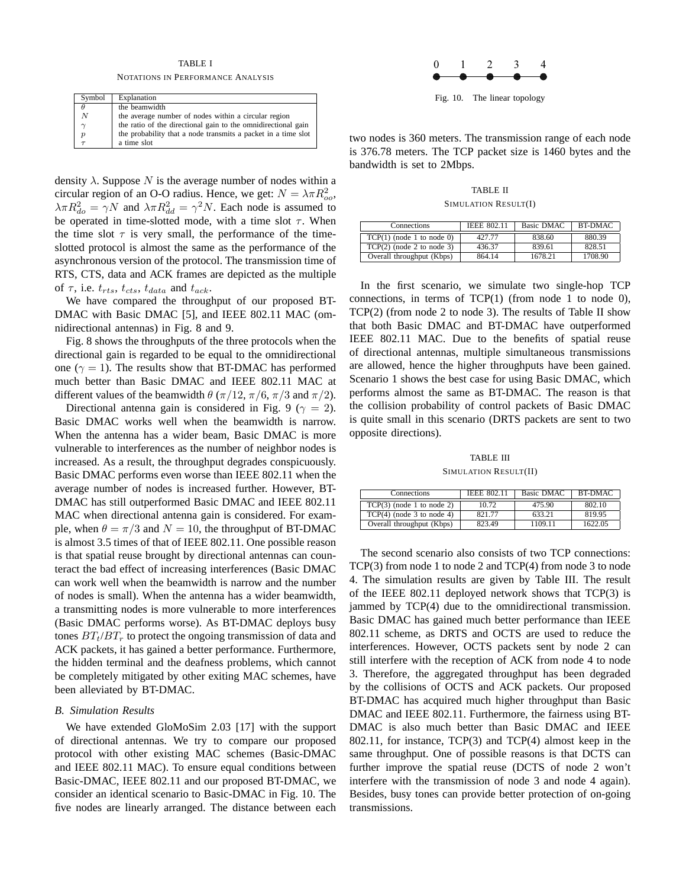TABLE I

NOTATIONS IN PERFORMANCE ANALYSIS

| Symbol | Explanation |
|---|---|
| $\theta$ | the beamwidth |
| $N$ | the average number of nodes within a circular region |
| $\gamma$ | the ratio of the directional gain to the omnidirectional gain |
| $p$ | the probability that a node transmits a packet in a time slot |
| $\tau$ | a time slot |

density $\lambda$. Suppose $N$ is the average number of nodes within a circular region of an O-O radius. Hence, we get: $N = \lambda\pi R_{oo}^2$, $\lambda\pi R_{do}^2 = \gamma N$ and $\lambda\pi R_{dd}^2 = \gamma^2 N$. Each node is assumed to be operated in time-slotted mode, with a time slot $\tau$. When the time slot $\tau$ is very small, the performance of the time-slotted protocol is almost the same as the performance of the asynchronous version of the protocol. The transmission time of RTS, CTS, data and ACK frames are depicted as the multiple of $\tau$, i.e. $t_{rts}$, $t_{cts}$, $t_{data}$ and $t_{ack}$.

We have compared the throughput of our proposed BT-DMAC with Basic DMAC [5], and IEEE 802.11 MAC (omnidirectional antennas) in Fig. 8 and 9.

Fig. 8 shows the throughputs of the three protocols when the directional gain is regarded to be equal to the omnidirectional one ($\gamma = 1$). The results show that BT-DMAC has performed much better than Basic DMAC and IEEE 802.11 MAC at different values of the beamwidth $\theta$ ($\pi/12$, $\pi/6$, $\pi/3$ and $\pi/2$).

Directional antenna gain is considered in Fig. 9 ($\gamma = 2$). Basic DMAC works well when the beamwidth is narrow. When the antenna has a wider beam, Basic DMAC is more vulnerable to interferences as the number of neighbor nodes is increased. As a result, the throughput degrades conspicuously. Basic DMAC performs even worse than IEEE 802.11 when the average number of nodes is increased further. However, BT-DMAC has still outperformed Basic DMAC and IEEE 802.11 MAC when directional antenna gain is considered. For example, when $\theta = \pi/3$ and $N = 10$, the throughput of BT-DMAC is almost 3.5 times of that of IEEE 802.11. One possible reason is that spatial reuse brought by directional antennas can counteract the bad effect of increasing interferences (Basic DMAC can work well when the beamwidth is narrow and the number of nodes is small). When the antenna has a wider beamwidth, a transmitting nodes is more vulnerable to more interferences (Basic DMAC performs worse). As BT-DMAC deploys busy tones $BT_t/BT_r$ to protect the ongoing transmission of data and ACK packets, it has gained a better performance. Furthermore, the hidden terminal and the deafness problems, which cannot be completely mitigated by other exiting MAC schemes, have been alleviated by BT-DMAC.

### B. Simulation Results

We have extended GloMoSim 2.03 [17] with the support of directional antennas. We try to compare our proposed protocol with other existing MAC schemes (Basic-DMAC and IEEE 802.11 MAC). To ensure equal conditions between Basic-DMAC, IEEE 802.11 and our proposed BT-DMAC, we consider an identical scenario to Basic-DMAC in Fig. 10. The five nodes are linearly arranged. The distance between each two nodes is 360 meters. The transmission range of each node is 376.78 meters. The TCP packet size is 1460 bytes and the bandwidth is set to 2Mbps.

0 — 1 — 2 — 3 — 4

Fig. 10. The linear topology

TABLE II

SIMULATION RESULT(I)

| Connections | IEEE 802.11 | Basic DMAC | BT-DMAC |
|---|---|---|---|
| TCP(1) (node 1 to node 0) | 427.77 | 838.60 | 880.39 |
| TCP(2) (node 2 to node 3) | 436.37 | 839.61 | 828.51 |
| Overall throughput (Kbps) | 864.14 | 1678.21 | 1708.90 |

In the first scenario, we simulate two single-hop TCP connections, in terms of TCP(1) (from node 1 to node 0), TCP(2) (from node 2 to node 3). The results of Table II show that both Basic DMAC and BT-DMAC have outperformed IEEE 802.11 MAC. Due to the benefits of spatial reuse of directional antennas, multiple simultaneous transmissions are allowed, hence the higher throughputs have been gained. Scenario 1 shows the best case for using Basic DMAC, which performs almost the same as BT-DMAC. The reason is that the collision probability of control packets of Basic DMAC is quite small in this scenario (DRTS packets are sent to two opposite directions).

TABLE III

SIMULATION RESULT(II)

| Connections | IEEE 802.11 | Basic DMAC | BT-DMAC |
|---|---|---|---|
| TCP(3) (node 1 to node 2) | 10.72 | 475.90 | 802.10 |
| TCP(4) (node 3 to node 4) | 821.77 | 633.21 | 819.95 |
| Overall throughput (Kbps) | 823.49 | 1109.11 | 1622.05 |

The second scenario also consists of two TCP connections: TCP(3) from node 1 to node 2 and TCP(4) from node 3 to node 4. The simulation results are given by Table III. The result of the IEEE 802.11 deployed network shows that TCP(3) is jammed by TCP(4) due to the omnidirectional transmission. Basic DMAC has gained much better performance than IEEE 802.11 scheme, as DRTS and OCTS are used to reduce the interferences. However, OCTS packets sent by node 2 can still interfere with the reception of ACK from node 4 to node 3. Therefore, the aggregated throughput has been degraded by the collisions of OCTS and ACK packets. Our proposed BT-DMAC has acquired much higher throughput than Basic DMAC and IEEE 802.11. Furthermore, the fairness using BT-DMAC is also much better than Basic DMAC and IEEE 802.11, for instance, TCP(3) and TCP(4) almost keep in the same throughput. One of possible reasons is that DCTS can further improve the spatial reuse (DCTS of node 2 won't interfere with the transmission of node 3 and node 4 again). Besides, busy tones can provide better protection of on-going transmissions.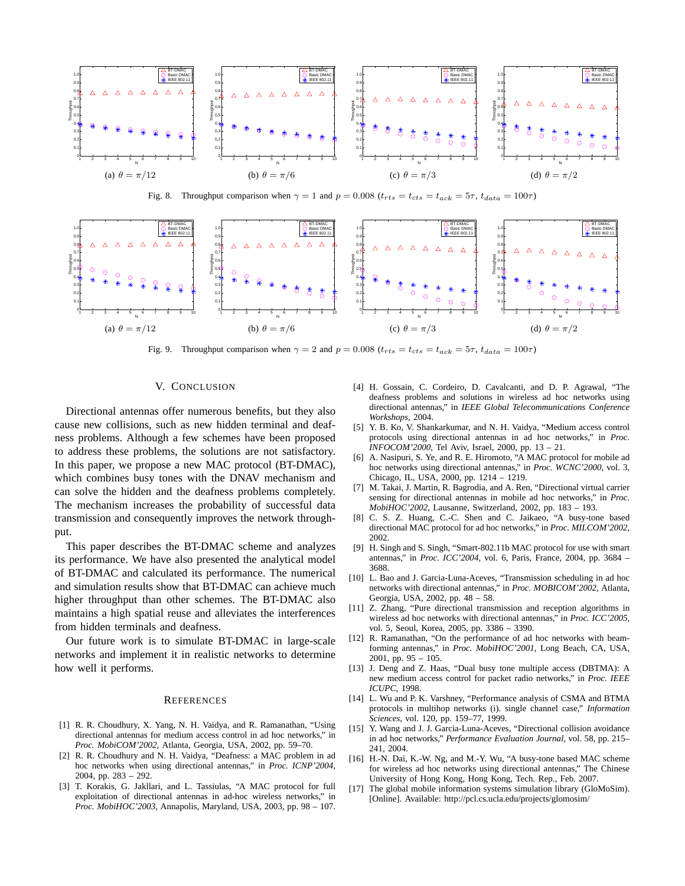BT-DMAC
Basic DMAC
IEEE 802.11
Throughput
N

(a) $\theta = \pi/12$

(b) $\theta = \pi/6$

(c) $\theta = \pi/3$

(d) $\theta = \pi/2$

Fig. 8. Throughput comparison when $\gamma = 1$ and $p = 0.008$ ($t_{rts} = t_{cts} = t_{ack} = 5\tau$, $t_{data} = 100\tau$)

BT-DMAC
Basic DMAC
IEEE 802.11
Throughput
N

(a) $\theta = \pi/12$

(b) $\theta = \pi/6$

(c) $\theta = \pi/3$

(d) $\theta = \pi/2$

Fig. 9. Throughput comparison when $\gamma = 2$ and $p = 0.008$ ($t_{rts} = t_{cts} = t_{ack} = 5\tau$, $t_{data} = 100\tau$)

## V. Conclusion

Directional antennas offer numerous benefits, but they also cause new collisions, such as new hidden terminal and deafness problems. Although a few schemes have been proposed to address these problems, the solutions are not satisfactory. In this paper, we propose a new MAC protocol (BT-DMAC), which combines busy tones with the DNAV mechanism and can solve the hidden and the deafness problems completely. The mechanism increases the probability of successful data transmission and consequently improves the network throughput.

This paper describes the BT-DMAC scheme and analyzes its performance. We have also presented the analytical model of BT-DMAC and calculated its performance. The numerical and simulation results show that BT-DMAC can achieve much higher throughput than other schemes. The BT-DMAC also maintains a high spatial reuse and alleviates the interferences from hidden terminals and deafness.

Our future work is to simulate BT-DMAC in large-scale networks and implement it in realistic networks to determine how well it performs.

## References

[1] R. R. Choudhury, X. Yang, N. H. Vaidya, and R. Ramanathan, "Using directional antennas for medium access control in ad hoc networks," in *Proc. MobiCOM'2002*, Atlanta, Georgia, USA, 2002, pp. 59–70.

[2] R. R. Choudhury and N. H. Vaidya, "Deafness: a MAC problem in ad hoc networks when using directional antennas," in *Proc. ICNP'2004*, 2004, pp. 283 – 292.

[3] T. Korakis, G. Jakllari, and L. Tassiulas, "A MAC protocol for full exploitation of directional antennas in ad-hoc wireless networks," in *Proc. MobiHOC'2003*, Annapolis, Maryland, USA, 2003, pp. 98 – 107.

[4] H. Gossain, C. Cordeiro, D. Cavalcanti, and D. P. Agrawal, "The deafness problems and solutions in wireless ad hoc networks using directional antennas," in *IEEE Global Telecommunications Conference Workshops*, 2004.

[5] Y. B. Ko, V. Shankarkumar, and N. H. Vaidya, "Medium access control protocols using directional antennas in ad hoc networks," in *Proc. INFOCOM'2000*, Tel Aviv, Israel, 2000, pp. 13 – 21.

[6] A. Nasipuri, S. Ye, and R. E. Hiromoto, "A MAC protocol for mobile ad hoc networks using directional antennas," in *Proc. WCNC'2000*, vol. 3, Chicago, IL, USA, 2000, pp. 1214 – 1219.

[7] M. Takai, J. Martin, R. Bagrodia, and A. Ren, "Directional virtual carrier sensing for directional antennas in mobile ad hoc networks," in *Proc. MobiHOC'2002*, Lausanne, Switzerland, 2002, pp. 183 – 193.

[8] C. S. Z. Huang, C.-C. Shen and C. Jaikaeo, "A busy-tone based directional MAC protocol for ad hoc networks," in *Proc. MILCOM'2002*, 2002.

[9] H. Singh and S. Singh, "Smart-802.11b MAC protocol for use with smart antennas," in *Proc. ICC'2004*, vol. 6, Paris, France, 2004, pp. 3684 – 3688.

[10] L. Bao and J. Garcia-Luna-Aceves, "Transmission scheduling in ad hoc networks with directional antennas," in *Proc. MOBICOM'2002*, Atlanta, Georgia, USA, 2002, pp. 48 – 58.

[11] Z. Zhang, "Pure directional transmission and reception algorithms in wireless ad hoc networks with directional antennas," in *Proc. ICC'2005*, vol. 5, Seoul, Korea, 2005, pp. 3386 – 3390.

[12] R. Ramanathan, "On the performance of ad hoc networks with beamforming antennas," in *Proc. MobiHOC'2001*, Long Beach, CA, USA, 2001, pp. 95 – 105.

[13] J. Deng and Z. Haas, "Dual busy tone multiple access (DBTMA): A new medium access control for packet radio networks," in *Proc. IEEE ICUPC*, 1998.

[14] L. Wu and P. K. Varshney, "Performance analysis of CSMA and BTMA protocols in multihop networks (i). single channel case," *Information Sciences*, vol. 120, pp. 159–77, 1999.

[15] Y. Wang and J. J. Garcia-Luna-Aceves, "Directional collision avoidance in ad hoc networks," *Performance Evaluation Journal*, vol. 58, pp. 215–241, 2004.

[16] H.-N. Dai, K.-W. Ng, and M.-Y. Wu, "A busy-tone based MAC scheme for wireless ad hoc networks using directional antennas," The Chinese University of Hong Kong, Hong Kong, Tech. Rep., Feb. 2007.

[17] The global mobile information systems simulation library (GloMoSim). [Online]. Available: http://pcl.cs.ucla.edu/projects/glomosim/